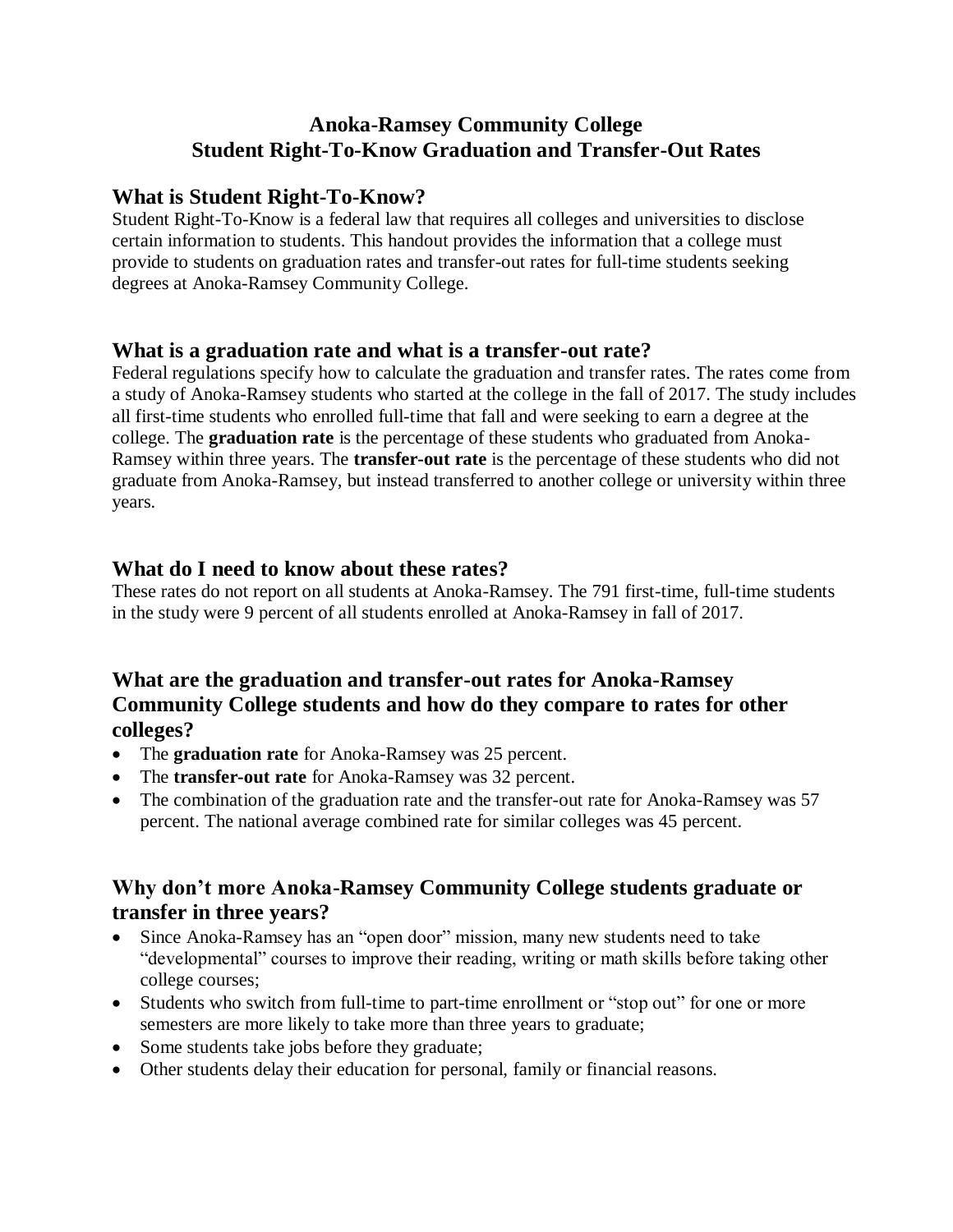# Anoka-Ramsey Community College
# Student Right-To-Know Graduation and Transfer-Out Rates

## What is Student Right-To-Know?

Student Right-To-Know is a federal law that requires all colleges and universities to disclose certain information to students. This handout provides the information that a college must provide to students on graduation rates and transfer-out rates for full-time students seeking degrees at Anoka-Ramsey Community College.

## What is a graduation rate and what is a transfer-out rate?

Federal regulations specify how to calculate the graduation and transfer rates. The rates come from a study of Anoka-Ramsey students who started at the college in the fall of 2017. The study includes all first-time students who enrolled full-time that fall and were seeking to earn a degree at the college. The **graduation rate** is the percentage of these students who graduated from Anoka-Ramsey within three years. The **transfer-out rate** is the percentage of these students who did not graduate from Anoka-Ramsey, but instead transferred to another college or university within three years.

## What do I need to know about these rates?

These rates do not report on all students at Anoka-Ramsey. The 791 first-time, full-time students in the study were 9 percent of all students enrolled at Anoka-Ramsey in fall of 2017.

## What are the graduation and transfer-out rates for Anoka-Ramsey Community College students and how do they compare to rates for other colleges?

- The **graduation rate** for Anoka-Ramsey was 25 percent.
- The **transfer-out rate** for Anoka-Ramsey was 32 percent.
- The combination of the graduation rate and the transfer-out rate for Anoka-Ramsey was 57 percent. The national average combined rate for similar colleges was 45 percent.

## Why don't more Anoka-Ramsey Community College students graduate or transfer in three years?

- Since Anoka-Ramsey has an "open door" mission, many new students need to take "developmental" courses to improve their reading, writing or math skills before taking other college courses;
- Students who switch from full-time to part-time enrollment or "stop out" for one or more semesters are more likely to take more than three years to graduate;
- Some students take jobs before they graduate;
- Other students delay their education for personal, family or financial reasons.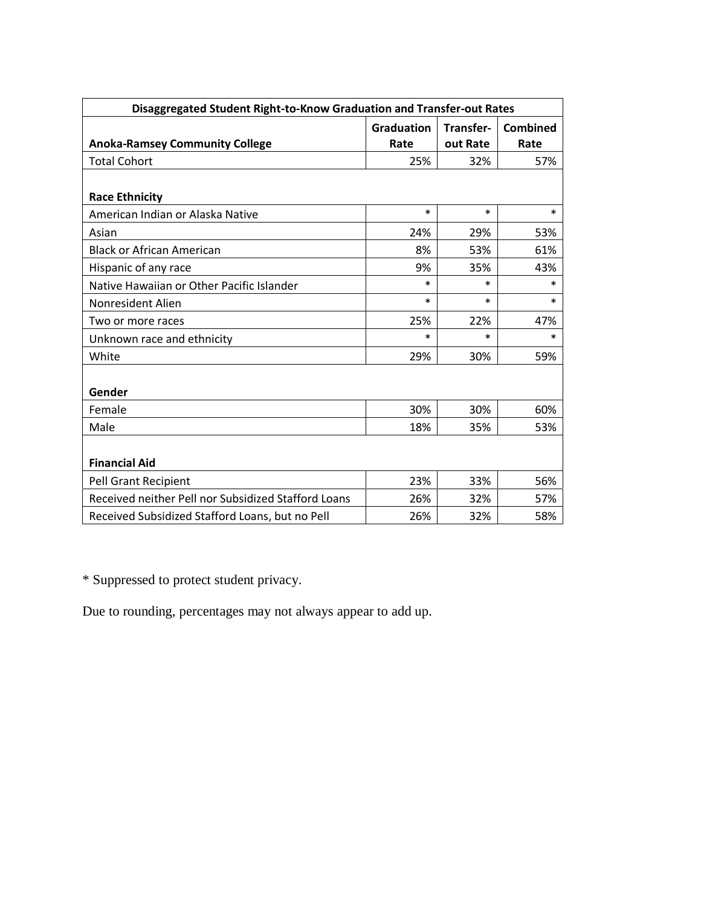| Disaggregated Student Right-to-Know Graduation and Transfer-out Rates | | | |
|---|---|---|---|
| **Anoka-Ramsey Community College** | **Graduation Rate** | **Transfer-out Rate** | **Combined Rate** |
| Total Cohort | 25% | 32% | 57% |
| **Race Ethnicity** | | | |
| American Indian or Alaska Native | * | * | * |
| Asian | 24% | 29% | 53% |
| Black or African American | 8% | 53% | 61% |
| Hispanic of any race | 9% | 35% | 43% |
| Native Hawaiian or Other Pacific Islander | * | * | * |
| Nonresident Alien | * | * | * |
| Two or more races | 25% | 22% | 47% |
| Unknown race and ethnicity | * | * | * |
| White | 29% | 30% | 59% |
| **Gender** | | | |
| Female | 30% | 30% | 60% |
| Male | 18% | 35% | 53% |
| **Financial Aid** | | | |
| Pell Grant Recipient | 23% | 33% | 56% |
| Received neither Pell nor Subsidized Stafford Loans | 26% | 32% | 57% |
| Received Subsidized Stafford Loans, but no Pell | 26% | 32% | 58% |

* Suppressed to protect student privacy.

Due to rounding, percentages may not always appear to add up.